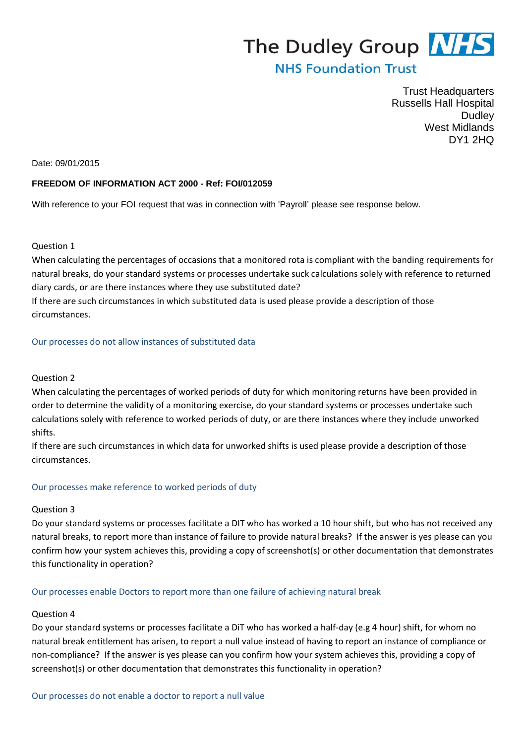The Dudley Group NHS
NHS Foundation Trust

Trust Headquarters
Russells Hall Hospital
Dudley
West Midlands
DY1 2HQ

Date: 09/01/2015

**FREEDOM OF INFORMATION ACT 2000 - Ref: FOI/012059**

With reference to your FOI request that was in connection with 'Payroll' please see response below.

Question 1

When calculating the percentages of occasions that a monitored rota is compliant with the banding requirements for natural breaks, do your standard systems or processes undertake suck calculations solely with reference to returned diary cards, or are there instances where they use substituted date?

If there are such circumstances in which substituted data is used please provide a description of those circumstances.

Our processes do not allow instances of substituted data

Question 2

When calculating the percentages of worked periods of duty for which monitoring returns have been provided in order to determine the validity of a monitoring exercise, do your standard systems or processes undertake such calculations solely with reference to worked periods of duty, or are there instances where they include unworked shifts.

If there are such circumstances in which data for unworked shifts is used please provide a description of those circumstances.

Our processes make reference to worked periods of duty

Question 3

Do your standard systems or processes facilitate a DIT who has worked a 10 hour shift, but who has not received any natural breaks, to report more than instance of failure to provide natural breaks? If the answer is yes please can you confirm how your system achieves this, providing a copy of screenshot(s) or other documentation that demonstrates this functionality in operation?

Our processes enable Doctors to report more than one failure of achieving natural break

Question 4

Do your standard systems or processes facilitate a DiT who has worked a half-day (e.g 4 hour) shift, for whom no natural break entitlement has arisen, to report a null value instead of having to report an instance of compliance or non-compliance? If the answer is yes please can you confirm how your system achieves this, providing a copy of screenshot(s) or other documentation that demonstrates this functionality in operation?

Our processes do not enable a doctor to report a null value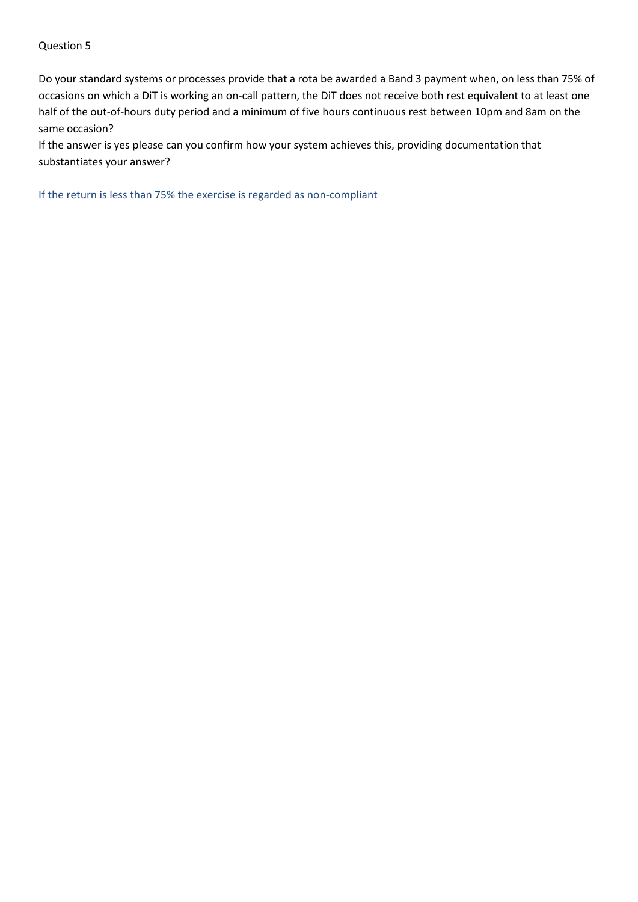Question 5

Do your standard systems or processes provide that a rota be awarded a Band 3 payment when, on less than 75% of occasions on which a DiT is working an on-call pattern, the DiT does not receive both rest equivalent to at least one half of the out-of-hours duty period and a minimum of five hours continuous rest between 10pm and 8am on the same occasion?

If the answer is yes please can you confirm how your system achieves this, providing documentation that substantiates your answer?

If the return is less than 75% the exercise is regarded as non-compliant